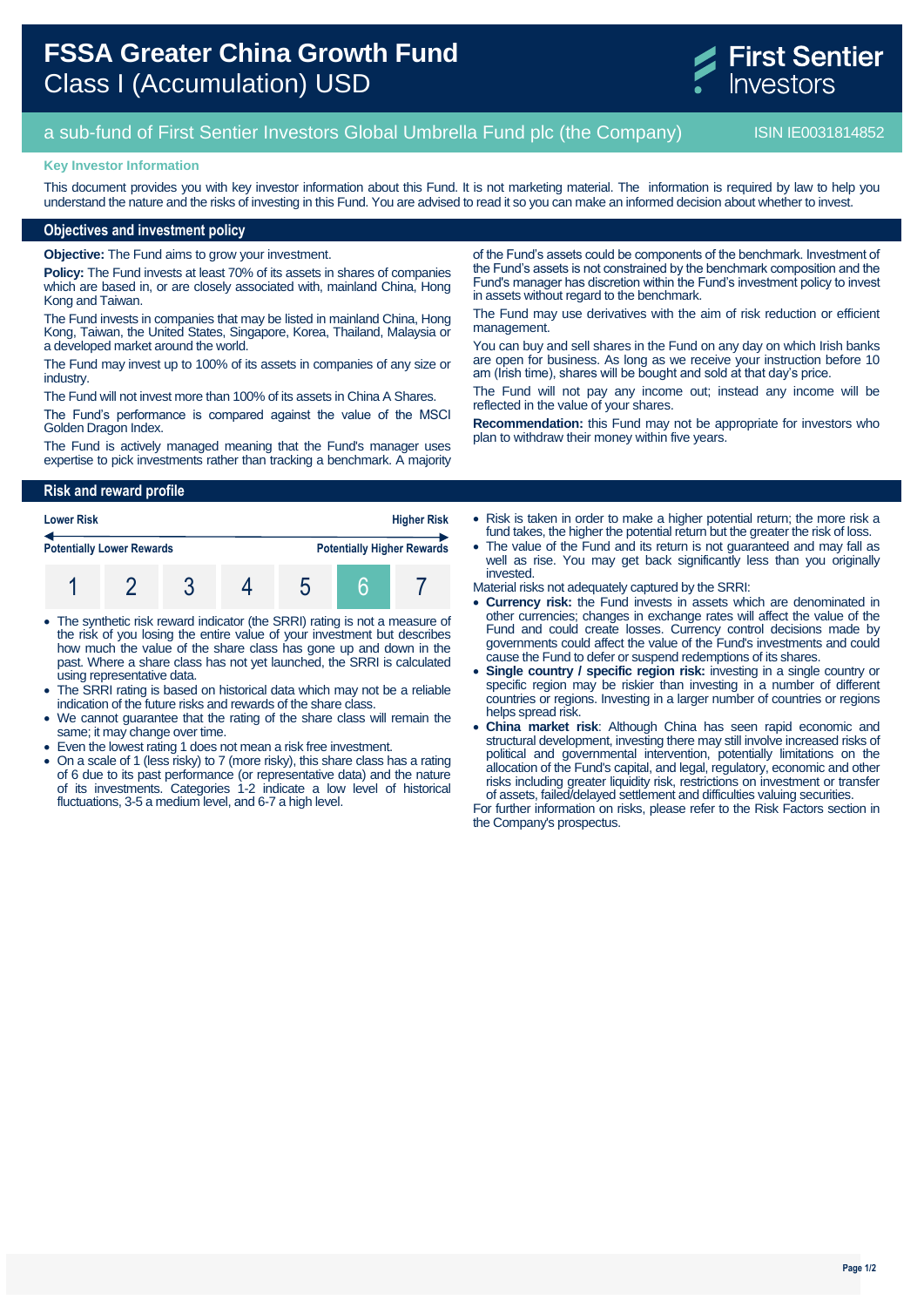# FSSA Greater China Growth Fund
## Class I (Accumulation) USD

First Sentier Investors

a sub-fund of First Sentier Investors Global Umbrella Fund plc (the Company)

ISIN IE0031814852

**Key Investor Information**

This document provides you with key investor information about this Fund. It is not marketing material. The information is required by law to help you understand the nature and the risks of investing in this Fund. You are advised to read it so you can make an informed decision about whether to invest.

## Objectives and investment policy

**Objective:** The Fund aims to grow your investment.

**Policy:** The Fund invests at least 70% of its assets in shares of companies which are based in, or are closely associated with, mainland China, Hong Kong and Taiwan.

The Fund invests in companies that may be listed in mainland China, Hong Kong, Taiwan, the United States, Singapore, Korea, Thailand, Malaysia or a developed market around the world.

The Fund may invest up to 100% of its assets in companies of any size or industry.

The Fund will not invest more than 100% of its assets in China A Shares.

The Fund's performance is compared against the value of the MSCI Golden Dragon Index.

The Fund is actively managed meaning that the Fund's manager uses expertise to pick investments rather than tracking a benchmark. A majority of the Fund's assets could be components of the benchmark. Investment of the Fund's assets is not constrained by the benchmark composition and the Fund's manager has discretion within the Fund's investment policy to invest in assets without regard to the benchmark.

The Fund may use derivatives with the aim of risk reduction or efficient management.

You can buy and sell shares in the Fund on any day on which Irish banks are open for business. As long as we receive your instruction before 10 am (Irish time), shares will be bought and sold at that day's price.

The Fund will not pay any income out; instead any income will be reflected in the value of your shares.

**Recommendation:** this Fund may not be appropriate for investors who plan to withdraw their money within five years.

## Risk and reward profile

| Lower Risk | | | | | | Higher Risk |
|---|---|---|---|---|---|---|
| Potentially Lower Rewards | | | | | | Potentially Higher Rewards |
| 1 | 2 | 3 | 4 | 5 | **6** | 7 |

- The synthetic risk reward indicator (the SRRI) rating is not a measure of the risk of you losing the entire value of your investment but describes how much the value of the share class has gone up and down in the past. Where a share class has not yet launched, the SRRI is calculated using representative data.
- The SRRI rating is based on historical data which may not be a reliable indication of the future risks and rewards of the share class.
- We cannot guarantee that the rating of the share class will remain the same; it may change over time.
- Even the lowest rating 1 does not mean a risk free investment.
- On a scale of 1 (less risky) to 7 (more risky), this share class has a rating of 6 due to its past performance (or representative data) and the nature of its investments. Categories 1-2 indicate a low level of historical fluctuations, 3-5 a medium level, and 6-7 a high level.
- Risk is taken in order to make a higher potential return; the more risk a fund takes, the higher the potential return but the greater the risk of loss.
- The value of the Fund and its return is not guaranteed and may fall as well as rise. You may get back significantly less than you originally invested.

Material risks not adequately captured by the SRRI:

- **Currency risk:** the Fund invests in assets which are denominated in other currencies; changes in exchange rates will affect the value of the Fund and could create losses. Currency control decisions made by governments could affect the value of the Fund's investments and could cause the Fund to defer or suspend redemptions of its shares.
- **Single country / specific region risk:** investing in a single country or specific region may be riskier than investing in a number of different countries or regions. Investing in a larger number of countries or regions helps spread risk.
- **China market risk**: Although China has seen rapid economic and structural development, investing there may still involve increased risks of political and governmental intervention, potentially limitations on the allocation of the Fund's capital, and legal, regulatory, economic and other risks including greater liquidity risk, restrictions on investment or transfer of assets, failed/delayed settlement and difficulties valuing securities.

For further information on risks, please refer to the Risk Factors section in the Company's prospectus.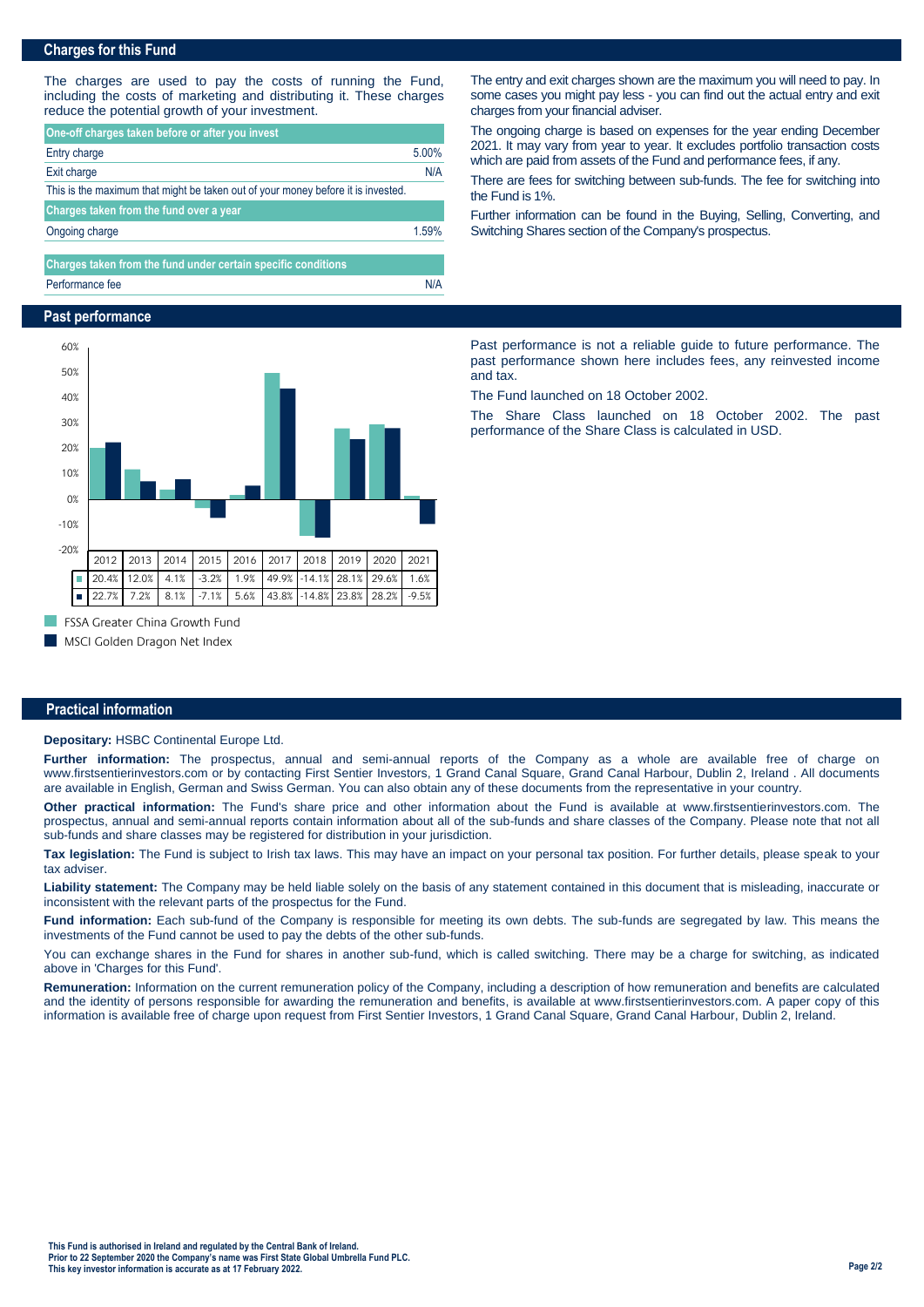## Charges for this Fund

The charges are used to pay the costs of running the Fund, including the costs of marketing and distributing it. These charges reduce the potential growth of your investment.

| One-off charges taken before or after you invest | |
|---|---|
| Entry charge | 5.00% |
| Exit charge | N/A |
| This is the maximum that might be taken out of your money before it is invested. | |
| **Charges taken from the fund over a year** | |
| Ongoing charge | 1.59% |
| **Charges taken from the fund under certain specific conditions** | |
| Performance fee | N/A |

The entry and exit charges shown are the maximum you will need to pay. In some cases you might pay less - you can find out the actual entry and exit charges from your financial adviser.

The ongoing charge is based on expenses for the year ending December 2021. It may vary from year to year. It excludes portfolio transaction costs which are paid from assets of the Fund and performance fees, if any.

There are fees for switching between sub-funds. The fee for switching into the Fund is 1%.

Further information can be found in the Buying, Selling, Converting, and Switching Shares section of the Company's prospectus.

## Past performance

60%
50%
40%
30%
20%
10%
0%
-10%
-20%

2012 2013 2014 2015 2016 2017 2018 2019 2020 2021

FSSA Greater China Growth Fund: 20.4% 12.0% 4.1% -3.2% 1.9% 49.9% -14.1% 28.1% 29.6% 1.6%

MSCI Golden Dragon Net Index: 22.7% 7.2% 8.1% -7.1% 5.6% 43.8% -14.8% 23.8% 28.2% -9.5%

Past performance is not a reliable guide to future performance. The past performance shown here includes fees, any reinvested income and tax.

The Fund launched on 18 October 2002.

The Share Class launched on 18 October 2002. The past performance of the Share Class is calculated in USD.

## Practical information

**Depositary:** HSBC Continental Europe Ltd.

**Further information:** The prospectus, annual and semi-annual reports of the Company as a whole are available free of charge on www.firstsentierinvestors.com or by contacting First Sentier Investors, 1 Grand Canal Square, Grand Canal Harbour, Dublin 2, Ireland . All documents are available in English, German and Swiss German. You can also obtain any of these documents from the representative in your country.

**Other practical information:** The Fund's share price and other information about the Fund is available at www.firstsentierinvestors.com. The prospectus, annual and semi-annual reports contain information about all of the sub-funds and share classes of the Company. Please note that not all sub-funds and share classes may be registered for distribution in your jurisdiction.

**Tax legislation:** The Fund is subject to Irish tax laws. This may have an impact on your personal tax position. For further details, please speak to your tax adviser.

**Liability statement:** The Company may be held liable solely on the basis of any statement contained in this document that is misleading, inaccurate or inconsistent with the relevant parts of the prospectus for the Fund.

**Fund information:** Each sub-fund of the Company is responsible for meeting its own debts. The sub-funds are segregated by law. This means the investments of the Fund cannot be used to pay the debts of the other sub-funds.

You can exchange shares in the Fund for shares in another sub-fund, which is called switching. There may be a charge for switching, as indicated above in 'Charges for this Fund'.

**Remuneration:** Information on the current remuneration policy of the Company, including a description of how remuneration and benefits are calculated and the identity of persons responsible for awarding the remuneration and benefits, is available at www.firstsentierinvestors.com. A paper copy of this information is available free of charge upon request from First Sentier Investors, 1 Grand Canal Square, Grand Canal Harbour, Dublin 2, Ireland.

**This Fund is authorised in Ireland and regulated by the Central Bank of Ireland.**
**Prior to 22 September 2020 the Company's name was First State Global Umbrella Fund PLC.**
**This key investor information is accurate as at 17 February 2022.**